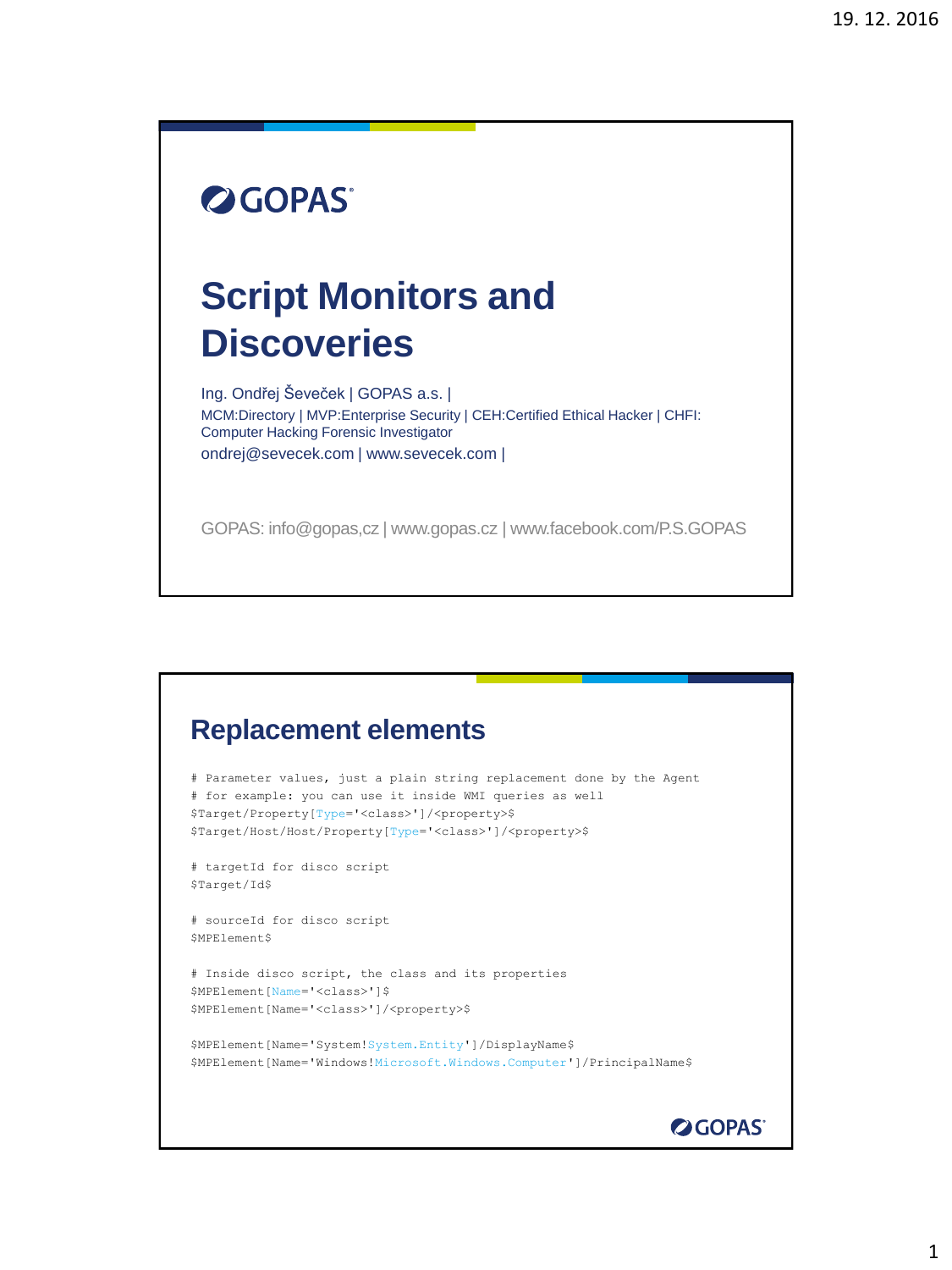# Script Monitors and Discoveries

Ing. Ondřej Ševeček | GOPAS a.s. |
MCM:Directory | MVP:Enterprise Security | CEH:Certified Ethical Hacker | CHFI: Computer Hacking Forensic Investigator
ondrej@sevecek.com | www.sevecek.com |

GOPAS: info@gopas,cz | www.gopas.cz | www.facebook.com/P.S.GOPAS

## Replacement elements

```
# Parameter values, just a plain string replacement done by the Agent
# for example: you can use it inside WMI queries as well
$Target/Property[Type='<class>']/<property>$
$Target/Host/Host/Property[Type='<class>']/<property>$

# targetId for disco script
$Target/Id$

# sourceId for disco script
$MPElement$

# Inside disco script, the class and its properties
$MPElement[Name='<class>']$
$MPElement[Name='<class>']/<property>$

$MPElement[Name='System!System.Entity']/DisplayName$
$MPElement[Name='Windows!Microsoft.Windows.Computer']/PrincipalName$
```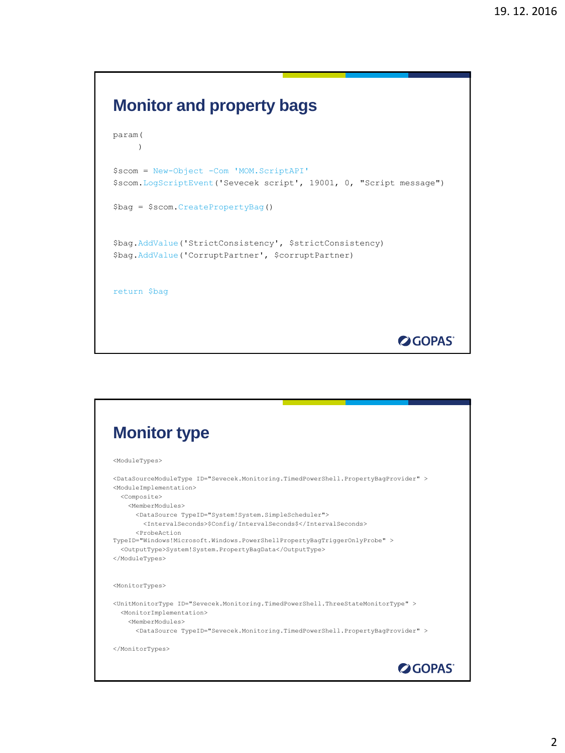## Monitor and property bags

```
param(
     )

$scom = New-Object -Com 'MOM.ScriptAPI'
$scom.LogScriptEvent('Sevecek script', 19001, 0, "Script message")

$bag = $scom.CreatePropertyBag()


$bag.AddValue('StrictConsistency', $strictConsistency)
$bag.AddValue('CorruptPartner', $corruptPartner)


return $bag
```

## Monitor type

```
<ModuleTypes>

<DataSourceModuleType ID="Sevecek.Monitoring.TimedPowerShell.PropertyBagProvider" >
<ModuleImplementation>
  <Composite>
    <MemberModules>
      <DataSource TypeID="System!System.SimpleScheduler">
        <IntervalSeconds>$Config/IntervalSeconds$</IntervalSeconds>
      <ProbeAction
TypeID="Windows!Microsoft.Windows.PowerShellPropertyBagTriggerOnlyProbe" >
  <OutputType>System!System.PropertyBagData</OutputType>
</ModuleTypes>


<MonitorTypes>

<UnitMonitorType ID="Sevecek.Monitoring.TimedPowerShell.ThreeStateMonitorType" >
  <MonitorImplementation>
    <MemberModules>
      <DataSource TypeID="Sevecek.Monitoring.TimedPowerShell.PropertyBagProvider" >

</MonitorTypes>
```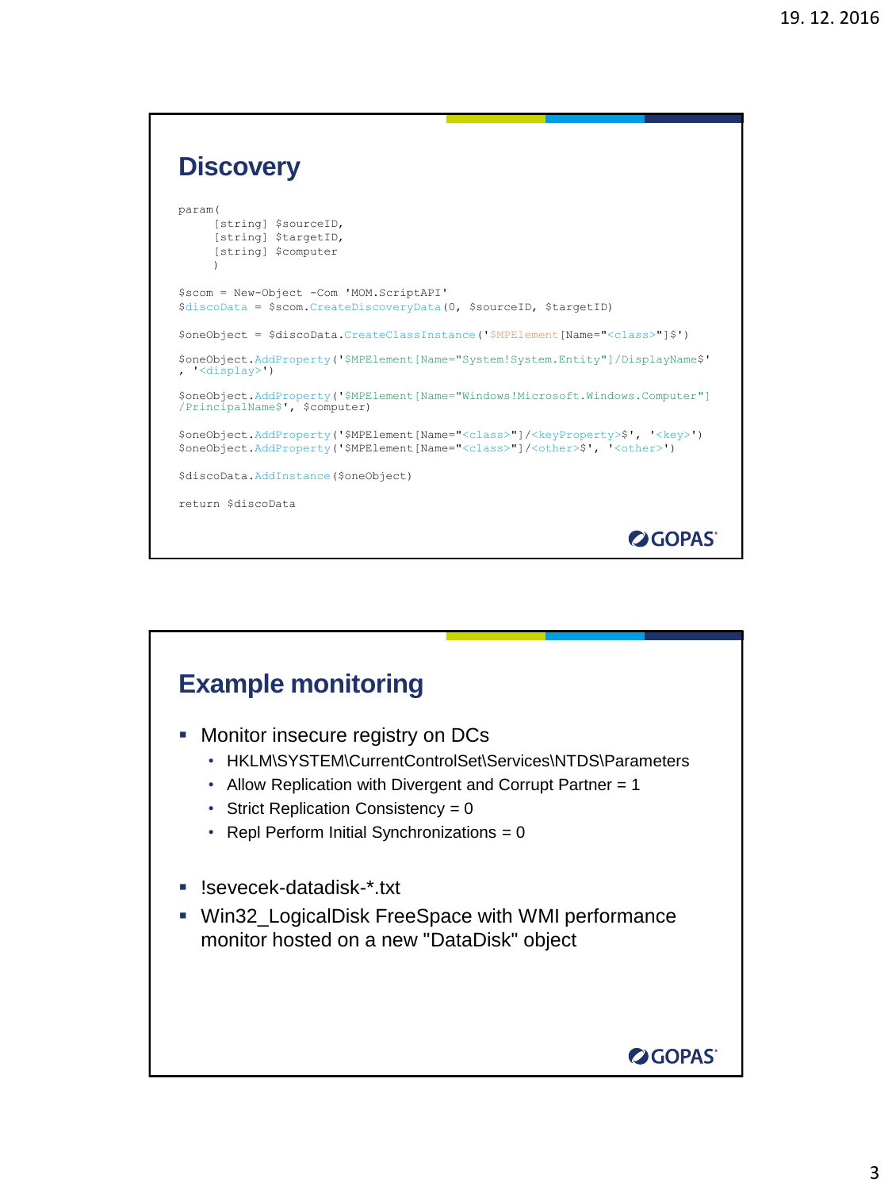## Discovery

```
param(
      [string] $sourceID,
      [string] $targetID,
      [string] $computer
      )

$scom = New-Object -Com 'MOM.ScriptAPI'
$discoData = $scom.CreateDiscoveryData(0, $sourceID, $targetID)

$oneObject = $discoData.CreateClassInstance('$MPElement[Name="<class>"]$')

$oneObject.AddProperty('$MPElement[Name="System!System.Entity"]/DisplayName$'
, '<display>')

$oneObject.AddProperty('$MPElement[Name="Windows!Microsoft.Windows.Computer"]
/PrincipalName$', $computer)

$oneObject.AddProperty('$MPElement[Name="<class>"]/<keyProperty>$', '<key>')
$oneObject.AddProperty('$MPElement[Name="<class>"]/<other>$', '<other>')

$discoData.AddInstance($oneObject)

return $discoData
```

## Example monitoring

- Monitor insecure registry on DCs
  - HKLM\SYSTEM\CurrentControlSet\Services\NTDS\Parameters
  - Allow Replication with Divergent and Corrupt Partner = 1
  - Strict Replication Consistency = 0
  - Repl Perform Initial Synchronizations = 0
- !sevecek-datadisk-*.txt
- Win32_LogicalDisk FreeSpace with WMI performance monitor hosted on a new "DataDisk" object